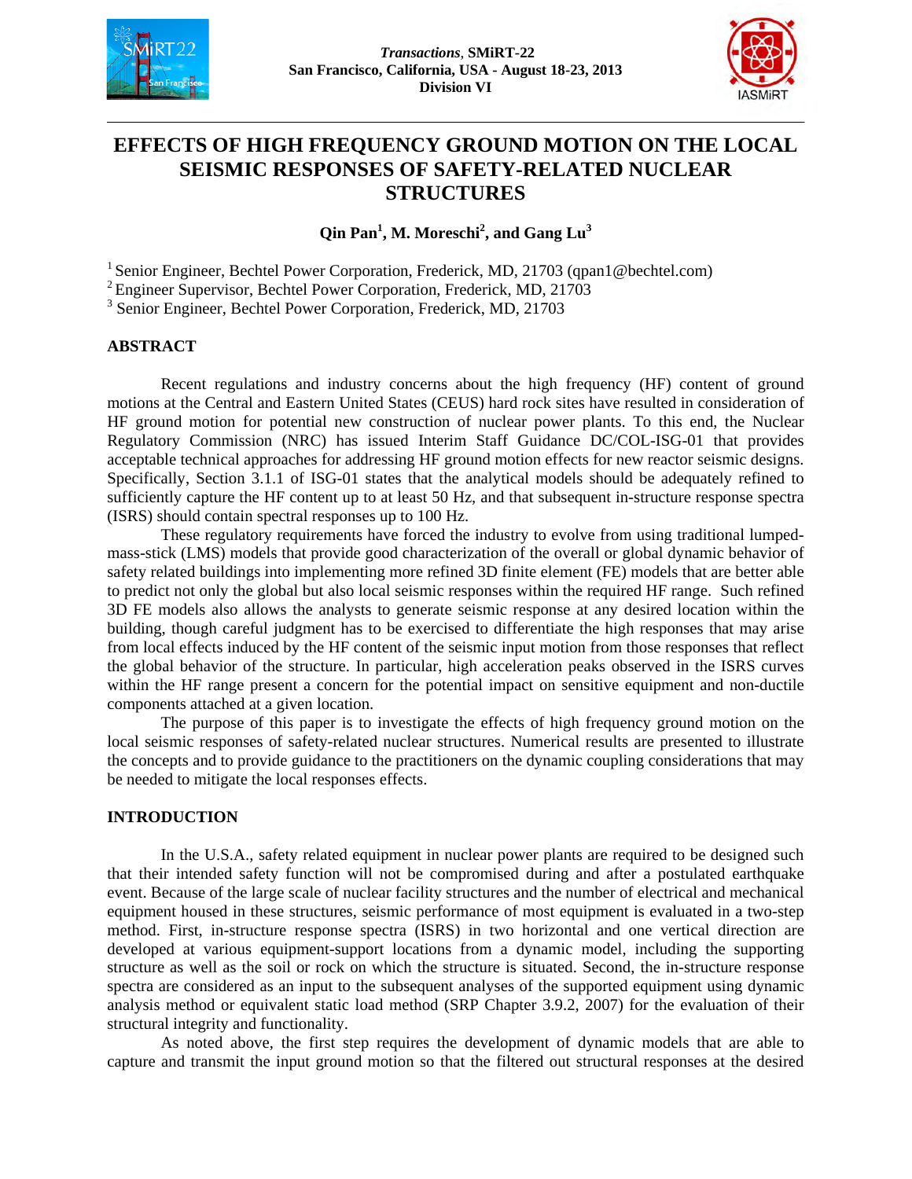# EFFECTS OF HIGH FREQUENCY GROUND MOTION ON THE LOCAL SEISMIC RESPONSES OF SAFETY-RELATED NUCLEAR STRUCTURES

**Qin Pan[1], M. Moreschi[2], and Gang Lu[3]**

[1] Senior Engineer, Bechtel Power Corporation, Frederick, MD, 21703 (qpan1@bechtel.com)
[2] Engineer Supervisor, Bechtel Power Corporation, Frederick, MD, 21703
[3] Senior Engineer, Bechtel Power Corporation, Frederick, MD, 21703

## ABSTRACT

Recent regulations and industry concerns about the high frequency (HF) content of ground motions at the Central and Eastern United States (CEUS) hard rock sites have resulted in consideration of HF ground motion for potential new construction of nuclear power plants. To this end, the Nuclear Regulatory Commission (NRC) has issued Interim Staff Guidance DC/COL-ISG-01 that provides acceptable technical approaches for addressing HF ground motion effects for new reactor seismic designs. Specifically, Section 3.1.1 of ISG-01 states that the analytical models should be adequately refined to sufficiently capture the HF content up to at least 50 Hz, and that subsequent in-structure response spectra (ISRS) should contain spectral responses up to 100 Hz.

These regulatory requirements have forced the industry to evolve from using traditional lumped-mass-stick (LMS) models that provide good characterization of the overall or global dynamic behavior of safety related buildings into implementing more refined 3D finite element (FE) models that are better able to predict not only the global but also local seismic responses within the required HF range. Such refined 3D FE models also allows the analysts to generate seismic response at any desired location within the building, though careful judgment has to be exercised to differentiate the high responses that may arise from local effects induced by the HF content of the seismic input motion from those responses that reflect the global behavior of the structure. In particular, high acceleration peaks observed in the ISRS curves within the HF range present a concern for the potential impact on sensitive equipment and non-ductile components attached at a given location.

The purpose of this paper is to investigate the effects of high frequency ground motion on the local seismic responses of safety-related nuclear structures. Numerical results are presented to illustrate the concepts and to provide guidance to the practitioners on the dynamic coupling considerations that may be needed to mitigate the local responses effects.

## INTRODUCTION

In the U.S.A., safety related equipment in nuclear power plants are required to be designed such that their intended safety function will not be compromised during and after a postulated earthquake event. Because of the large scale of nuclear facility structures and the number of electrical and mechanical equipment housed in these structures, seismic performance of most equipment is evaluated in a two-step method. First, in-structure response spectra (ISRS) in two horizontal and one vertical direction are developed at various equipment-support locations from a dynamic model, including the supporting structure as well as the soil or rock on which the structure is situated. Second, the in-structure response spectra are considered as an input to the subsequent analyses of the supported equipment using dynamic analysis method or equivalent static load method (SRP Chapter 3.9.2, 2007) for the evaluation of their structural integrity and functionality.

As noted above, the first step requires the development of dynamic models that are able to capture and transmit the input ground motion so that the filtered out structural responses at the desired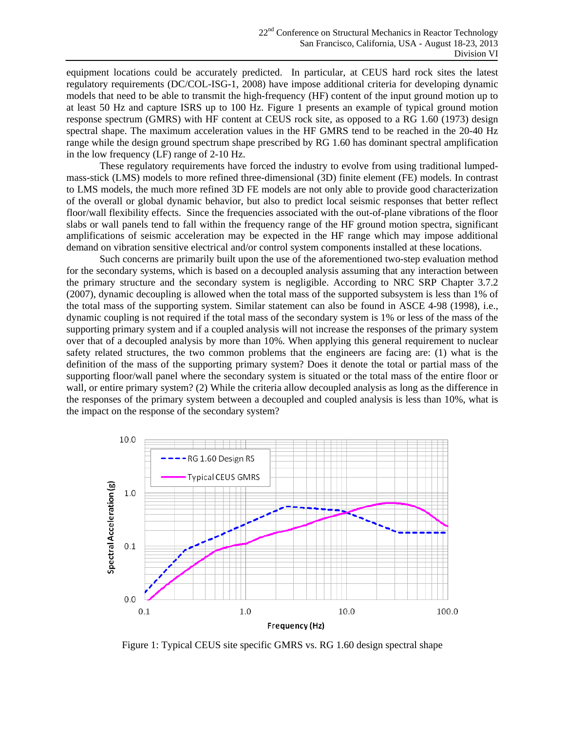equipment locations could be accurately predicted. In particular, at CEUS hard rock sites the latest regulatory requirements (DC/COL-ISG-1, 2008) have impose additional criteria for developing dynamic models that need to be able to transmit the high-frequency (HF) content of the input ground motion up to at least 50 Hz and capture ISRS up to 100 Hz. Figure 1 presents an example of typical ground motion response spectrum (GMRS) with HF content at CEUS rock site, as opposed to a RG 1.60 (1973) design spectral shape. The maximum acceleration values in the HF GMRS tend to be reached in the 20-40 Hz range while the design ground spectrum shape prescribed by RG 1.60 has dominant spectral amplification in the low frequency (LF) range of 2-10 Hz.

These regulatory requirements have forced the industry to evolve from using traditional lumped-mass-stick (LMS) models to more refined three-dimensional (3D) finite element (FE) models. In contrast to LMS models, the much more refined 3D FE models are not only able to provide good characterization of the overall or global dynamic behavior, but also to predict local seismic responses that better reflect floor/wall flexibility effects. Since the frequencies associated with the out-of-plane vibrations of the floor slabs or wall panels tend to fall within the frequency range of the HF ground motion spectra, significant amplifications of seismic acceleration may be expected in the HF range which may impose additional demand on vibration sensitive electrical and/or control system components installed at these locations.

Such concerns are primarily built upon the use of the aforementioned two-step evaluation method for the secondary systems, which is based on a decoupled analysis assuming that any interaction between the primary structure and the secondary system is negligible. According to NRC SRP Chapter 3.7.2 (2007), dynamic decoupling is allowed when the total mass of the supported subsystem is less than 1% of the total mass of the supporting system. Similar statement can also be found in ASCE 4-98 (1998), i.e., dynamic coupling is not required if the total mass of the secondary system is 1% or less of the mass of the supporting primary system and if a coupled analysis will not increase the responses of the primary system over that of a decoupled analysis by more than 10%. When applying this general requirement to nuclear safety related structures, the two common problems that the engineers are facing are: (1) what is the definition of the mass of the supporting primary system? Does it denote the total or partial mass of the supporting floor/wall panel where the secondary system is situated or the total mass of the entire floor or wall, or entire primary system? (2) While the criteria allow decoupled analysis as long as the difference in the responses of the primary system between a decoupled and coupled analysis is less than 10%, what is the impact on the response of the secondary system?

Figure 1: Typical CEUS site specific GMRS vs. RG 1.60 design spectral shape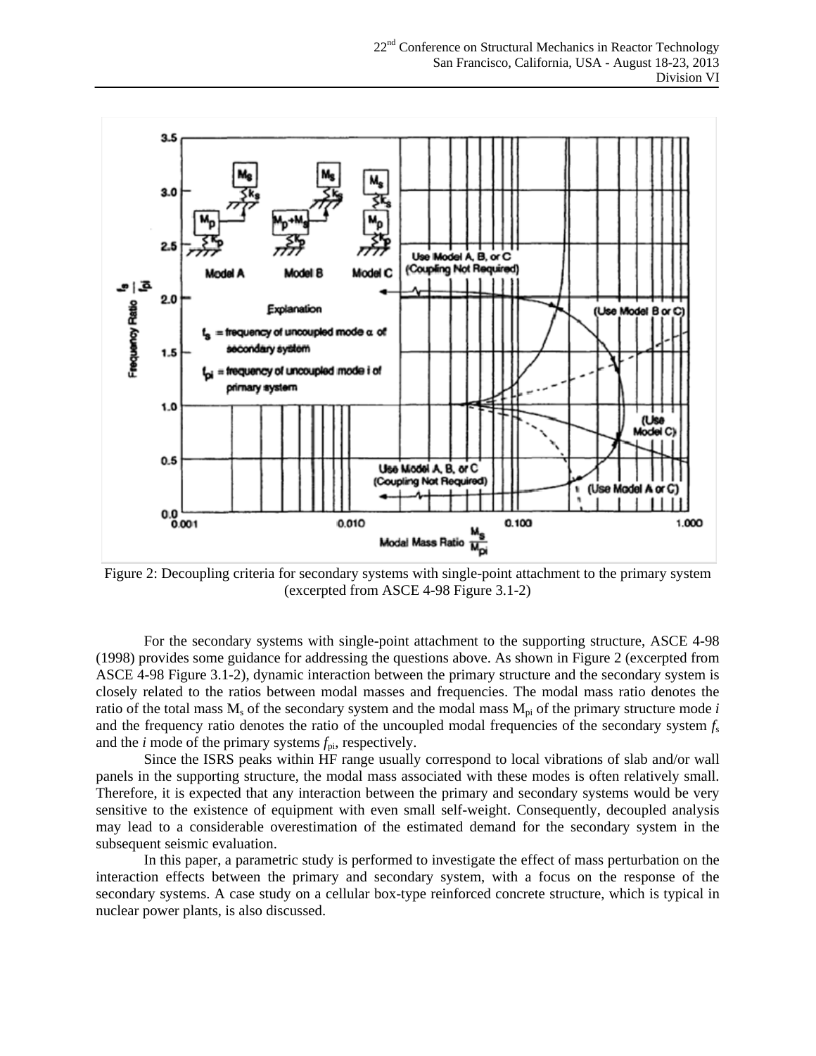Figure 2: Decoupling criteria for secondary systems with single-point attachment to the primary system (excerpted from ASCE 4-98 Figure 3.1-2)

For the secondary systems with single-point attachment to the supporting structure, ASCE 4-98 (1998) provides some guidance for addressing the questions above. As shown in Figure 2 (excerpted from ASCE 4-98 Figure 3.1-2), dynamic interaction between the primary structure and the secondary system is closely related to the ratios between modal masses and frequencies. The modal mass ratio denotes the ratio of the total mass $M_s$ of the secondary system and the modal mass $M_{pi}$ of the primary structure mode *i* and the frequency ratio denotes the ratio of the uncoupled modal frequencies of the secondary system $f_s$ and the *i* mode of the primary systems $f_{pi}$, respectively.

Since the ISRS peaks within HF range usually correspond to local vibrations of slab and/or wall panels in the supporting structure, the modal mass associated with these modes is often relatively small. Therefore, it is expected that any interaction between the primary and secondary systems would be very sensitive to the existence of equipment with even small self-weight. Consequently, decoupled analysis may lead to a considerable overestimation of the estimated demand for the secondary system in the subsequent seismic evaluation.

In this paper, a parametric study is performed to investigate the effect of mass perturbation on the interaction effects between the primary and secondary system, with a focus on the response of the secondary systems. A case study on a cellular box-type reinforced concrete structure, which is typical in nuclear power plants, is also discussed.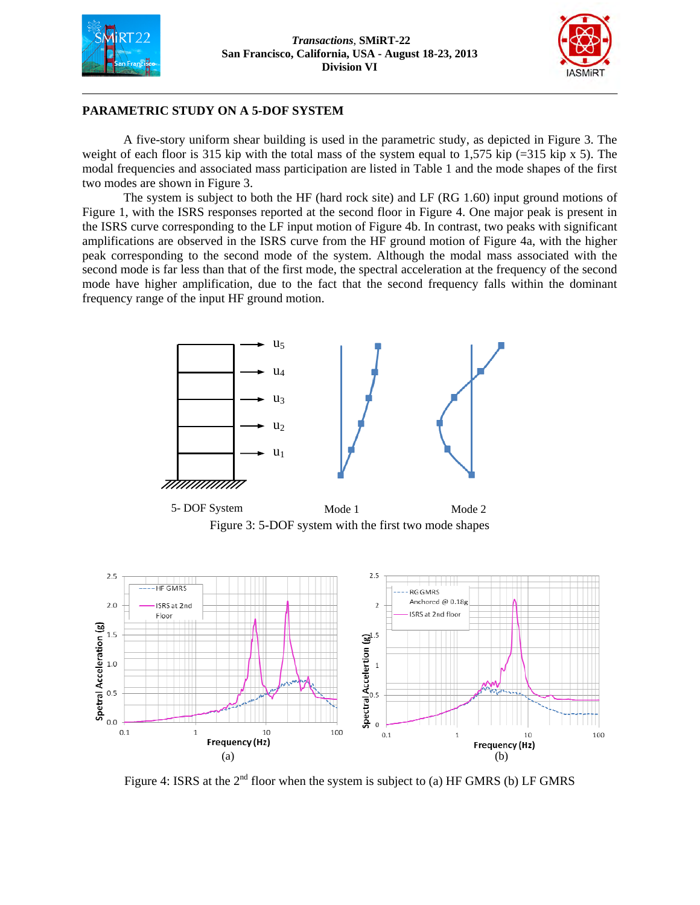## PARAMETRIC STUDY ON A 5-DOF SYSTEM

A five-story uniform shear building is used in the parametric study, as depicted in Figure 3. The weight of each floor is 315 kip with the total mass of the system equal to 1,575 kip (=315 kip x 5). The modal frequencies and associated mass participation are listed in Table 1 and the mode shapes of the first two modes are shown in Figure 3.

The system is subject to both the HF (hard rock site) and LF (RG 1.60) input ground motions of Figure 1, with the ISRS responses reported at the second floor in Figure 4. One major peak is present in the ISRS curve corresponding to the LF input motion of Figure 4b. In contrast, two peaks with significant amplifications are observed in the ISRS curve from the HF ground motion of Figure 4a, with the higher peak corresponding to the second mode of the system. Although the modal mass associated with the second mode is far less than that of the first mode, the spectral acceleration at the frequency of the second mode have higher amplification, due to the fact that the second frequency falls within the dominant frequency range of the input HF ground motion.

5- DOF System Mode 1 Mode 2

Figure 3: 5-DOF system with the first two mode shapes

(a) (b)

Figure 4: ISRS at the 2nd floor when the system is subject to (a) HF GMRS (b) LF GMRS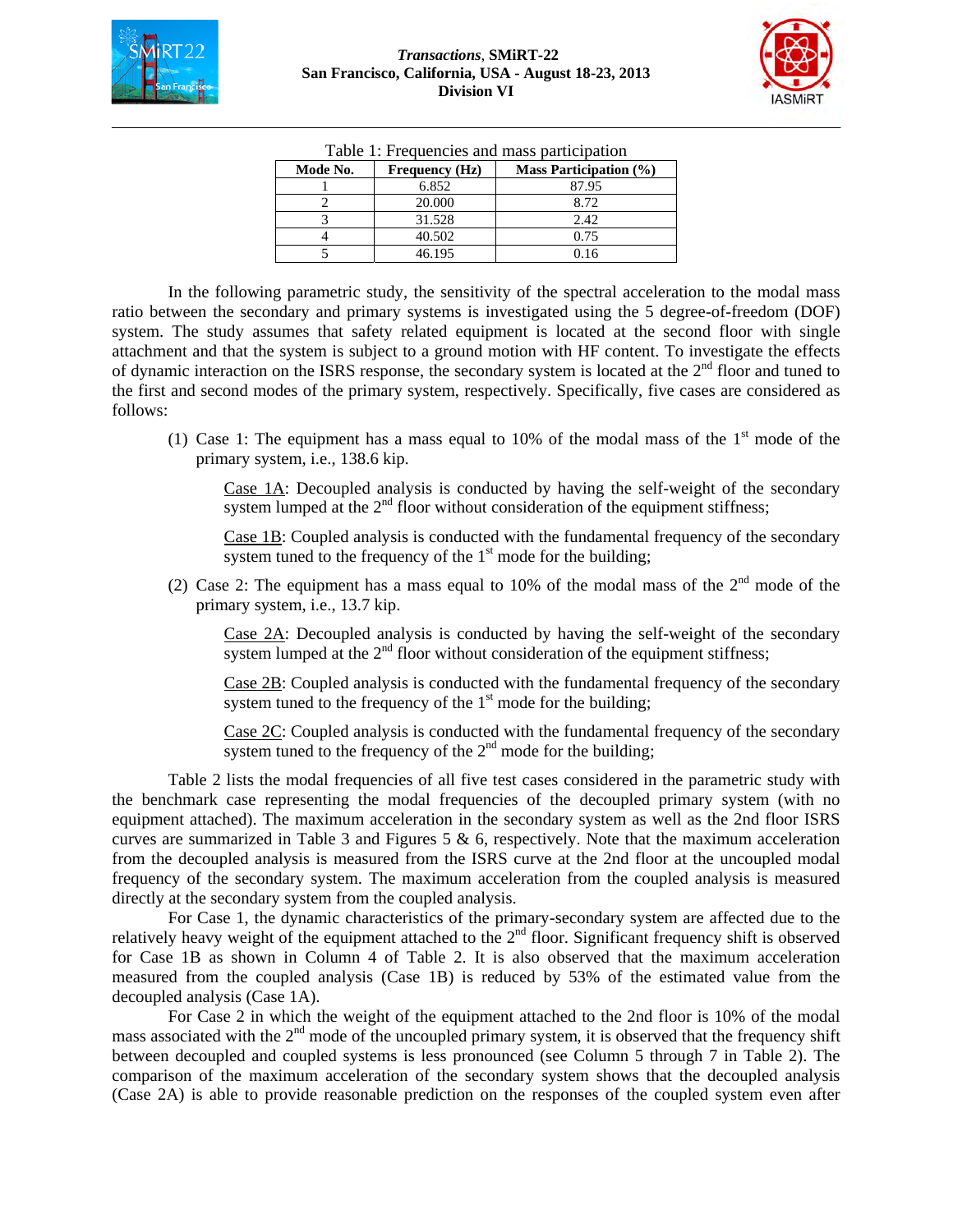Table 1: Frequencies and mass participation

| Mode No. | Frequency (Hz) | Mass Participation (%) |
|---|---|---|
| 1 | 6.852 | 87.95 |
| 2 | 20.000 | 8.72 |
| 3 | 31.528 | 2.42 |
| 4 | 40.502 | 0.75 |
| 5 | 46.195 | 0.16 |

In the following parametric study, the sensitivity of the spectral acceleration to the modal mass ratio between the secondary and primary systems is investigated using the 5 degree-of-freedom (DOF) system. The study assumes that safety related equipment is located at the second floor with single attachment and that the system is subject to a ground motion with HF content. To investigate the effects of dynamic interaction on the ISRS response, the secondary system is located at the 2nd floor and tuned to the first and second modes of the primary system, respectively. Specifically, five cases are considered as follows:

(1) Case 1: The equipment has a mass equal to 10% of the modal mass of the 1st mode of the primary system, i.e., 138.6 kip.

<u>Case 1A</u>: Decoupled analysis is conducted by having the self-weight of the secondary system lumped at the 2nd floor without consideration of the equipment stiffness;

<u>Case 1B</u>: Coupled analysis is conducted with the fundamental frequency of the secondary system tuned to the frequency of the 1st mode for the building;

(2) Case 2: The equipment has a mass equal to 10% of the modal mass of the 2nd mode of the primary system, i.e., 13.7 kip.

<u>Case 2A</u>: Decoupled analysis is conducted by having the self-weight of the secondary system lumped at the 2nd floor without consideration of the equipment stiffness;

<u>Case 2B</u>: Coupled analysis is conducted with the fundamental frequency of the secondary system tuned to the frequency of the 1st mode for the building;

<u>Case 2C</u>: Coupled analysis is conducted with the fundamental frequency of the secondary system tuned to the frequency of the 2nd mode for the building;

Table 2 lists the modal frequencies of all five test cases considered in the parametric study with the benchmark case representing the modal frequencies of the decoupled primary system (with no equipment attached). The maximum acceleration in the secondary system as well as the 2nd floor ISRS curves are summarized in Table 3 and Figures 5 & 6, respectively. Note that the maximum acceleration from the decoupled analysis is measured from the ISRS curve at the 2nd floor at the uncoupled modal frequency of the secondary system. The maximum acceleration from the coupled analysis is measured directly at the secondary system from the coupled analysis.

For Case 1, the dynamic characteristics of the primary-secondary system are affected due to the relatively heavy weight of the equipment attached to the 2nd floor. Significant frequency shift is observed for Case 1B as shown in Column 4 of Table 2. It is also observed that the maximum acceleration measured from the coupled analysis (Case 1B) is reduced by 53% of the estimated value from the decoupled analysis (Case 1A).

For Case 2 in which the weight of the equipment attached to the 2nd floor is 10% of the modal mass associated with the 2nd mode of the uncoupled primary system, it is observed that the frequency shift between decoupled and coupled systems is less pronounced (see Column 5 through 7 in Table 2). The comparison of the maximum acceleration of the secondary system shows that the decoupled analysis (Case 2A) is able to provide reasonable prediction on the responses of the coupled system even after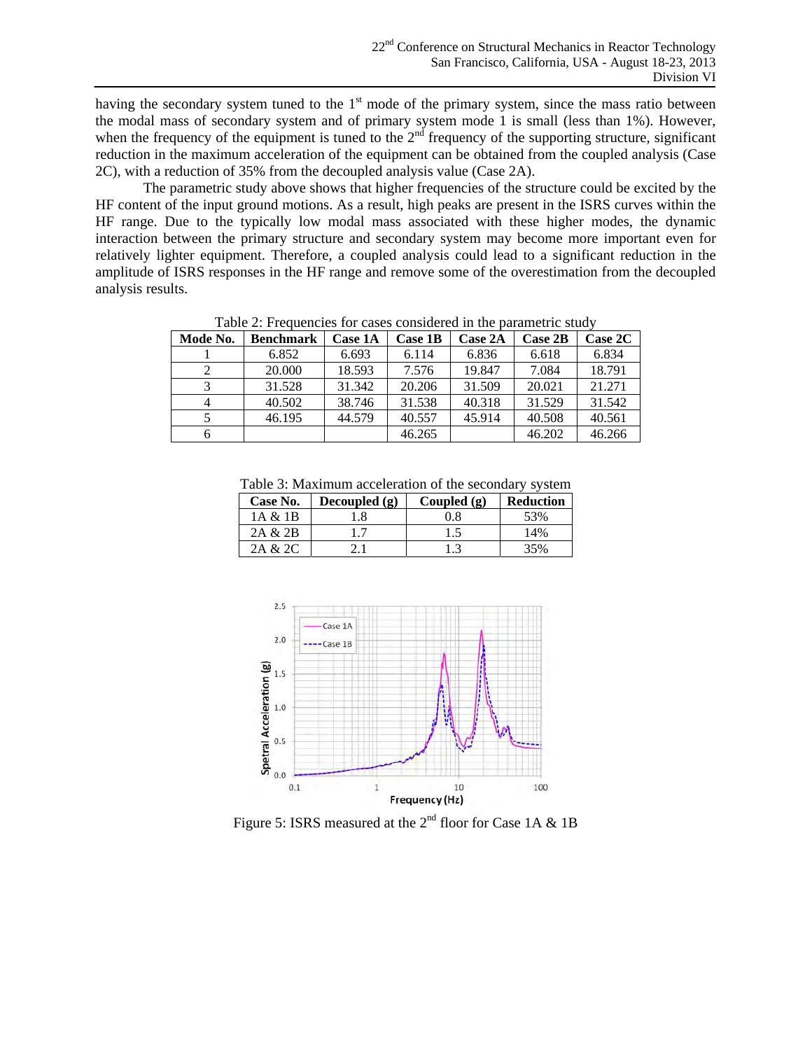having the secondary system tuned to the 1st mode of the primary system, since the mass ratio between the modal mass of secondary system and of primary system mode 1 is small (less than 1%). However, when the frequency of the equipment is tuned to the 2nd frequency of the supporting structure, significant reduction in the maximum acceleration of the equipment can be obtained from the coupled analysis (Case 2C), with a reduction of 35% from the decoupled analysis value (Case 2A).

The parametric study above shows that higher frequencies of the structure could be excited by the HF content of the input ground motions. As a result, high peaks are present in the ISRS curves within the HF range. Due to the typically low modal mass associated with these higher modes, the dynamic interaction between the primary structure and secondary system may become more important even for relatively lighter equipment. Therefore, a coupled analysis could lead to a significant reduction in the amplitude of ISRS responses in the HF range and remove some of the overestimation from the decoupled analysis results.

Table 2: Frequencies for cases considered in the parametric study

| Mode No. | Benchmark | Case 1A | Case 1B | Case 2A | Case 2B | Case 2C |
|---|---|---|---|---|---|---|
| 1 | 6.852 | 6.693 | 6.114 | 6.836 | 6.618 | 6.834 |
| 2 | 20.000 | 18.593 | 7.576 | 19.847 | 7.084 | 18.791 |
| 3 | 31.528 | 31.342 | 20.206 | 31.509 | 20.021 | 21.271 |
| 4 | 40.502 | 38.746 | 31.538 | 40.318 | 31.529 | 31.542 |
| 5 | 46.195 | 44.579 | 40.557 | 45.914 | 40.508 | 40.561 |
| 6 | | | 46.265 | | 46.202 | 46.266 |

Table 3: Maximum acceleration of the secondary system

| Case No. | Decoupled (g) | Coupled (g) | Reduction |
|---|---|---|---|
| 1A & 1B | 1.8 | 0.8 | 53% |
| 2A & 2B | 1.7 | 1.5 | 14% |
| 2A & 2C | 2.1 | 1.3 | 35% |

Figure 5: ISRS measured at the 2nd floor for Case 1A & 1B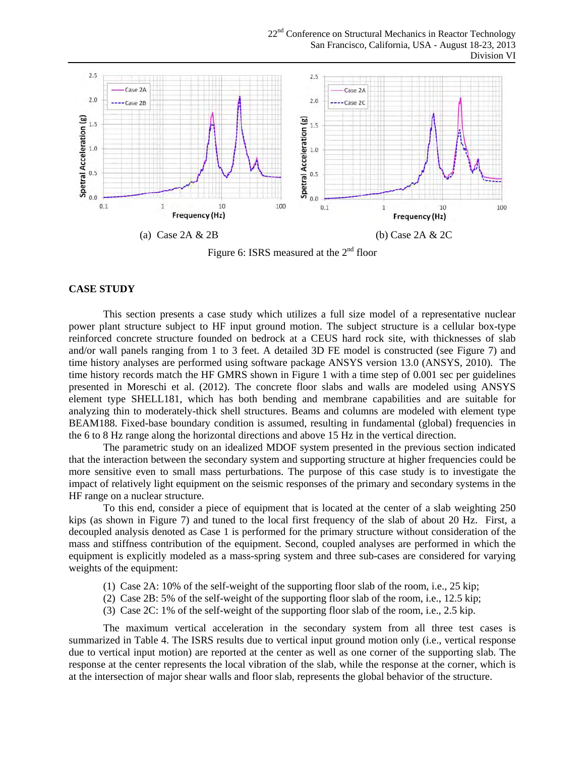(a) Case 2A & 2B

(b) Case 2A & 2C

Figure 6: ISRS measured at the 2nd floor

## CASE STUDY

This section presents a case study which utilizes a full size model of a representative nuclear power plant structure subject to HF input ground motion. The subject structure is a cellular box-type reinforced concrete structure founded on bedrock at a CEUS hard rock site, with thicknesses of slab and/or wall panels ranging from 1 to 3 feet. A detailed 3D FE model is constructed (see Figure 7) and time history analyses are performed using software package ANSYS version 13.0 (ANSYS, 2010). The time history records match the HF GMRS shown in Figure 1 with a time step of 0.001 sec per guidelines presented in Moreschi et al. (2012). The concrete floor slabs and walls are modeled using ANSYS element type SHELL181, which has both bending and membrane capabilities and are suitable for analyzing thin to moderately-thick shell structures. Beams and columns are modeled with element type BEAM188. Fixed-base boundary condition is assumed, resulting in fundamental (global) frequencies in the 6 to 8 Hz range along the horizontal directions and above 15 Hz in the vertical direction.

The parametric study on an idealized MDOF system presented in the previous section indicated that the interaction between the secondary system and supporting structure at higher frequencies could be more sensitive even to small mass perturbations. The purpose of this case study is to investigate the impact of relatively light equipment on the seismic responses of the primary and secondary systems in the HF range on a nuclear structure.

To this end, consider a piece of equipment that is located at the center of a slab weighting 250 kips (as shown in Figure 7) and tuned to the local first frequency of the slab of about 20 Hz. First, a decoupled analysis denoted as Case 1 is performed for the primary structure without consideration of the mass and stiffness contribution of the equipment. Second, coupled analyses are performed in which the equipment is explicitly modeled as a mass-spring system and three sub-cases are considered for varying weights of the equipment:

(1) Case 2A: 10% of the self-weight of the supporting floor slab of the room, i.e., 25 kip;
(2) Case 2B: 5% of the self-weight of the supporting floor slab of the room, i.e., 12.5 kip;
(3) Case 2C: 1% of the self-weight of the supporting floor slab of the room, i.e., 2.5 kip.

The maximum vertical acceleration in the secondary system from all three test cases is summarized in Table 4. The ISRS results due to vertical input ground motion only (i.e., vertical response due to vertical input motion) are reported at the center as well as one corner of the supporting slab. The response at the center represents the local vibration of the slab, while the response at the corner, which is at the intersection of major shear walls and floor slab, represents the global behavior of the structure.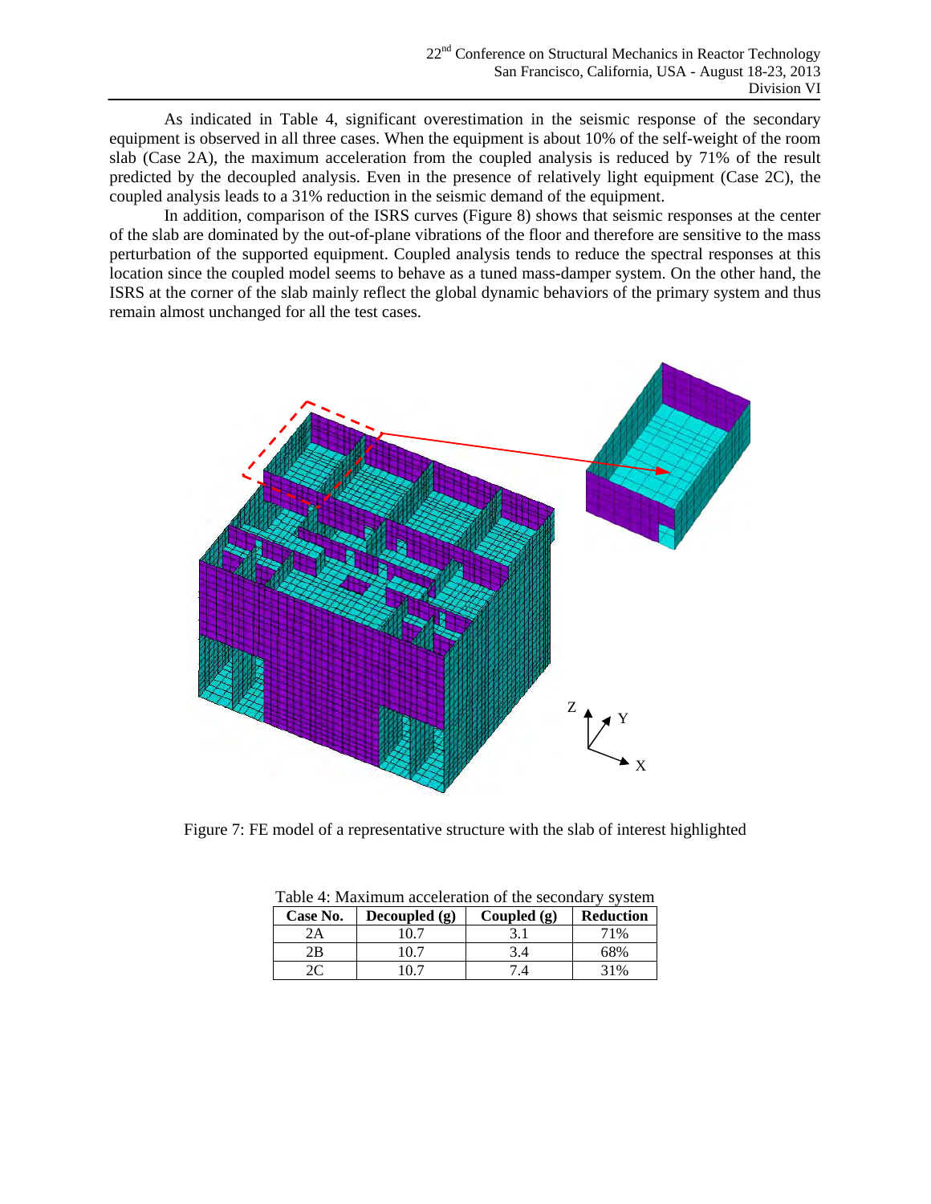As indicated in Table 4, significant overestimation in the seismic response of the secondary equipment is observed in all three cases. When the equipment is about 10% of the self-weight of the room slab (Case 2A), the maximum acceleration from the coupled analysis is reduced by 71% of the result predicted by the decoupled analysis. Even in the presence of relatively light equipment (Case 2C), the coupled analysis leads to a 31% reduction in the seismic demand of the equipment.

In addition, comparison of the ISRS curves (Figure 8) shows that seismic responses at the center of the slab are dominated by the out-of-plane vibrations of the floor and therefore are sensitive to the mass perturbation of the supported equipment. Coupled analysis tends to reduce the spectral responses at this location since the coupled model seems to behave as a tuned mass-damper system. On the other hand, the ISRS at the corner of the slab mainly reflect the global dynamic behaviors of the primary system and thus remain almost unchanged for all the test cases.

Figure 7: FE model of a representative structure with the slab of interest highlighted

Table 4: Maximum acceleration of the secondary system

| Case No. | Decoupled (g) | Coupled (g) | Reduction |
|---|---|---|---|
| 2A | 10.7 | 3.1 | 71% |
| 2B | 10.7 | 3.4 | 68% |
| 2C | 10.7 | 7.4 | 31% |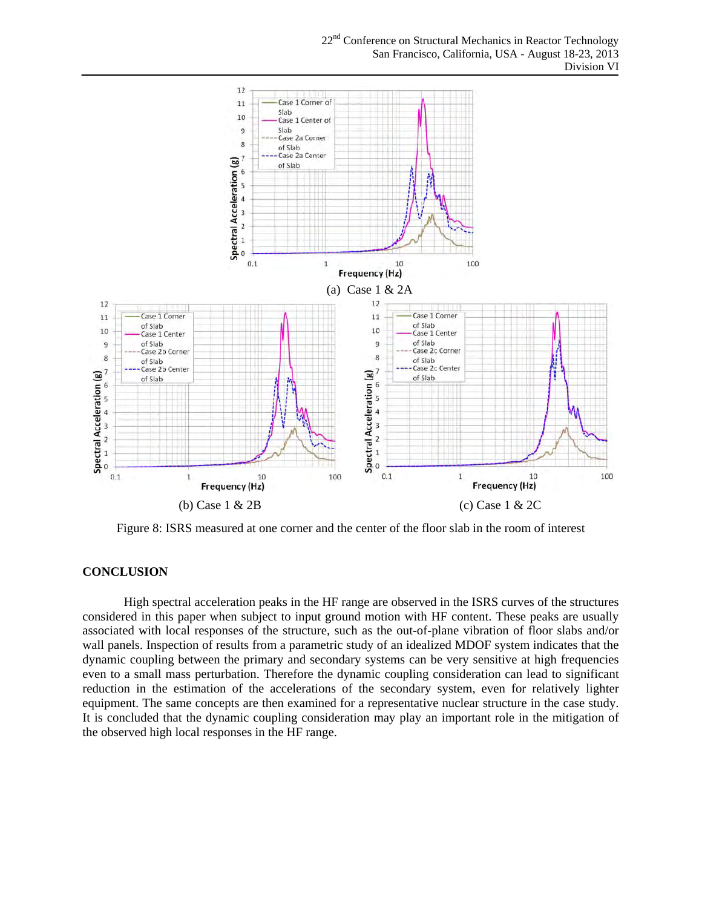(a) Case 1 & 2A

(b) Case 1 & 2B

(c) Case 1 & 2C

Figure 8: ISRS measured at one corner and the center of the floor slab in the room of interest

## CONCLUSION

High spectral acceleration peaks in the HF range are observed in the ISRS curves of the structures considered in this paper when subject to input ground motion with HF content. These peaks are usually associated with local responses of the structure, such as the out-of-plane vibration of floor slabs and/or wall panels. Inspection of results from a parametric study of an idealized MDOF system indicates that the dynamic coupling between the primary and secondary systems can be very sensitive at high frequencies even to a small mass perturbation. Therefore the dynamic coupling consideration can lead to significant reduction in the estimation of the accelerations of the secondary system, even for relatively lighter equipment. The same concepts are then examined for a representative nuclear structure in the case study. It is concluded that the dynamic coupling consideration may play an important role in the mitigation of the observed high local responses in the HF range.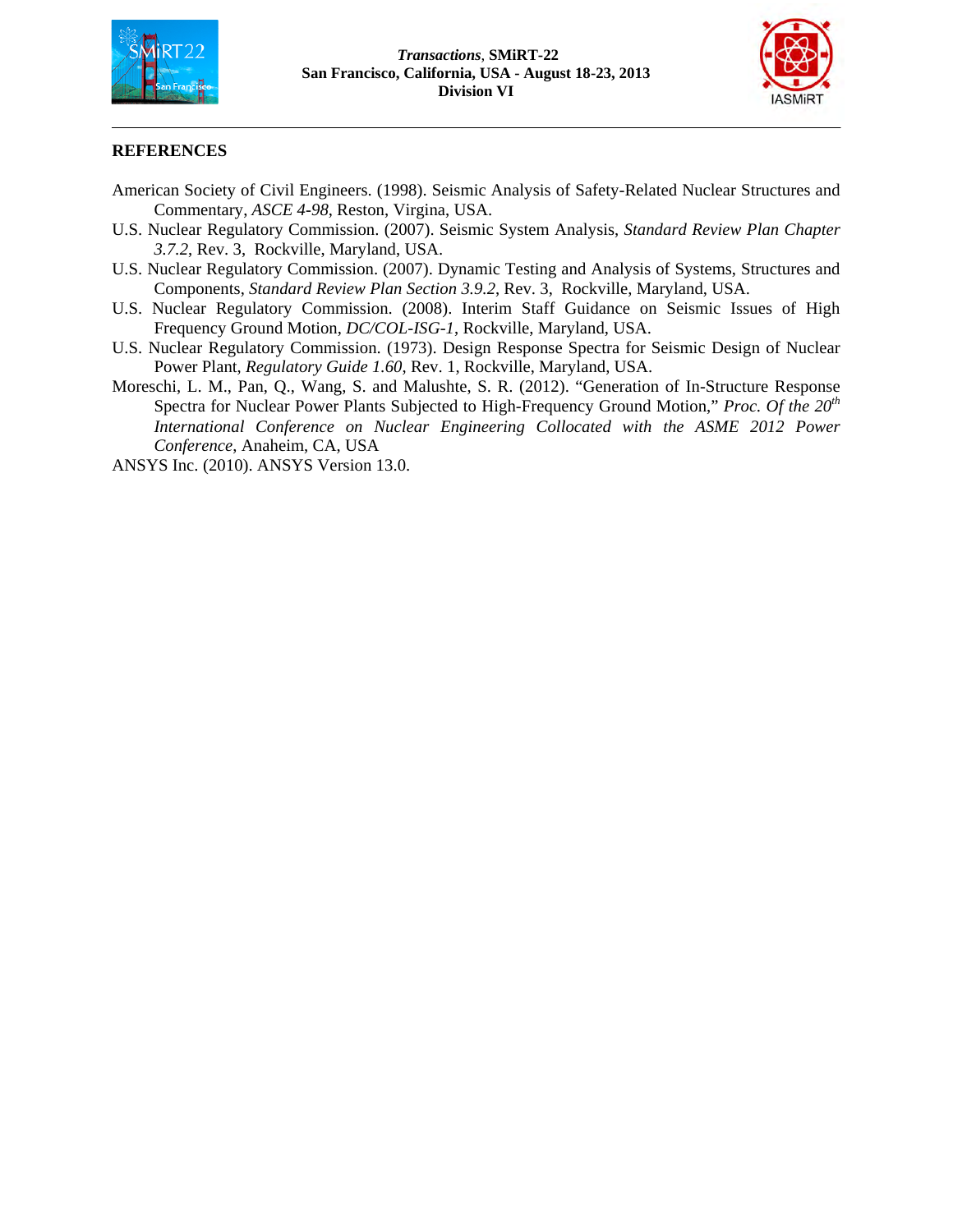## REFERENCES

American Society of Civil Engineers. (1998). Seismic Analysis of Safety-Related Nuclear Structures and Commentary, *ASCE 4-98*, Reston, Virgina, USA.

U.S. Nuclear Regulatory Commission. (2007). Seismic System Analysis, *Standard Review Plan Chapter 3.7.2*, Rev. 3, Rockville, Maryland, USA.

U.S. Nuclear Regulatory Commission. (2007). Dynamic Testing and Analysis of Systems, Structures and Components, *Standard Review Plan Section 3.9.2*, Rev. 3, Rockville, Maryland, USA.

U.S. Nuclear Regulatory Commission. (2008). Interim Staff Guidance on Seismic Issues of High Frequency Ground Motion, *DC/COL-ISG-1*, Rockville, Maryland, USA.

U.S. Nuclear Regulatory Commission. (1973). Design Response Spectra for Seismic Design of Nuclear Power Plant, *Regulatory Guide 1.60*, Rev. 1, Rockville, Maryland, USA.

Moreschi, L. M., Pan, Q., Wang, S. and Malushte, S. R. (2012). "Generation of In-Structure Response Spectra for Nuclear Power Plants Subjected to High-Frequency Ground Motion," *Proc. Of the 20th International Conference on Nuclear Engineering Collocated with the ASME 2012 Power Conference*, Anaheim, CA, USA

ANSYS Inc. (2010). ANSYS Version 13.0.